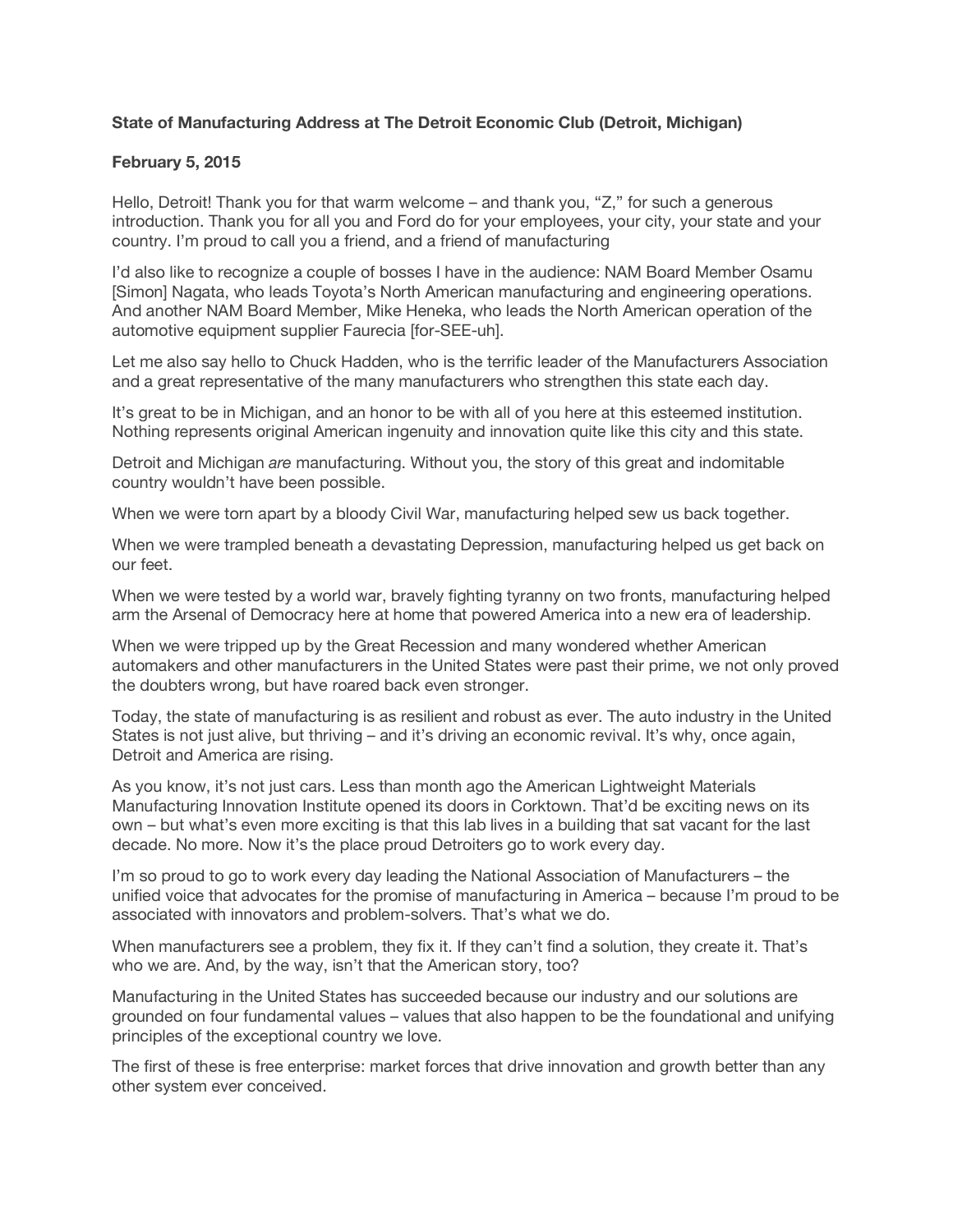**State of Manufacturing Address at The Detroit Economic Club (Detroit, Michigan)**

**February 5, 2015**

Hello, Detroit! Thank you for that warm welcome – and thank you, "Z," for such a generous introduction. Thank you for all you and Ford do for your employees, your city, your state and your country. I'm proud to call you a friend, and a friend of manufacturing

I'd also like to recognize a couple of bosses I have in the audience: NAM Board Member Osamu [Simon] Nagata, who leads Toyota's North American manufacturing and engineering operations. And another NAM Board Member, Mike Heneka, who leads the North American operation of the automotive equipment supplier Faurecia [for-SEE-uh].

Let me also say hello to Chuck Hadden, who is the terrific leader of the Manufacturers Association and a great representative of the many manufacturers who strengthen this state each day.

It's great to be in Michigan, and an honor to be with all of you here at this esteemed institution. Nothing represents original American ingenuity and innovation quite like this city and this state.

Detroit and Michigan *are* manufacturing. Without you, the story of this great and indomitable country wouldn't have been possible.

When we were torn apart by a bloody Civil War, manufacturing helped sew us back together.

When we were trampled beneath a devastating Depression, manufacturing helped us get back on our feet.

When we were tested by a world war, bravely fighting tyranny on two fronts, manufacturing helped arm the Arsenal of Democracy here at home that powered America into a new era of leadership.

When we were tripped up by the Great Recession and many wondered whether American automakers and other manufacturers in the United States were past their prime, we not only proved the doubters wrong, but have roared back even stronger.

Today, the state of manufacturing is as resilient and robust as ever. The auto industry in the United States is not just alive, but thriving – and it's driving an economic revival. It's why, once again, Detroit and America are rising.

As you know, it's not just cars. Less than month ago the American Lightweight Materials Manufacturing Innovation Institute opened its doors in Corktown. That'd be exciting news on its own – but what's even more exciting is that this lab lives in a building that sat vacant for the last decade. No more. Now it's the place proud Detroiters go to work every day.

I'm so proud to go to work every day leading the National Association of Manufacturers – the unified voice that advocates for the promise of manufacturing in America – because I'm proud to be associated with innovators and problem-solvers. That's what we do.

When manufacturers see a problem, they fix it. If they can't find a solution, they create it. That's who we are. And, by the way, isn't that the American story, too?

Manufacturing in the United States has succeeded because our industry and our solutions are grounded on four fundamental values – values that also happen to be the foundational and unifying principles of the exceptional country we love.

The first of these is free enterprise: market forces that drive innovation and growth better than any other system ever conceived.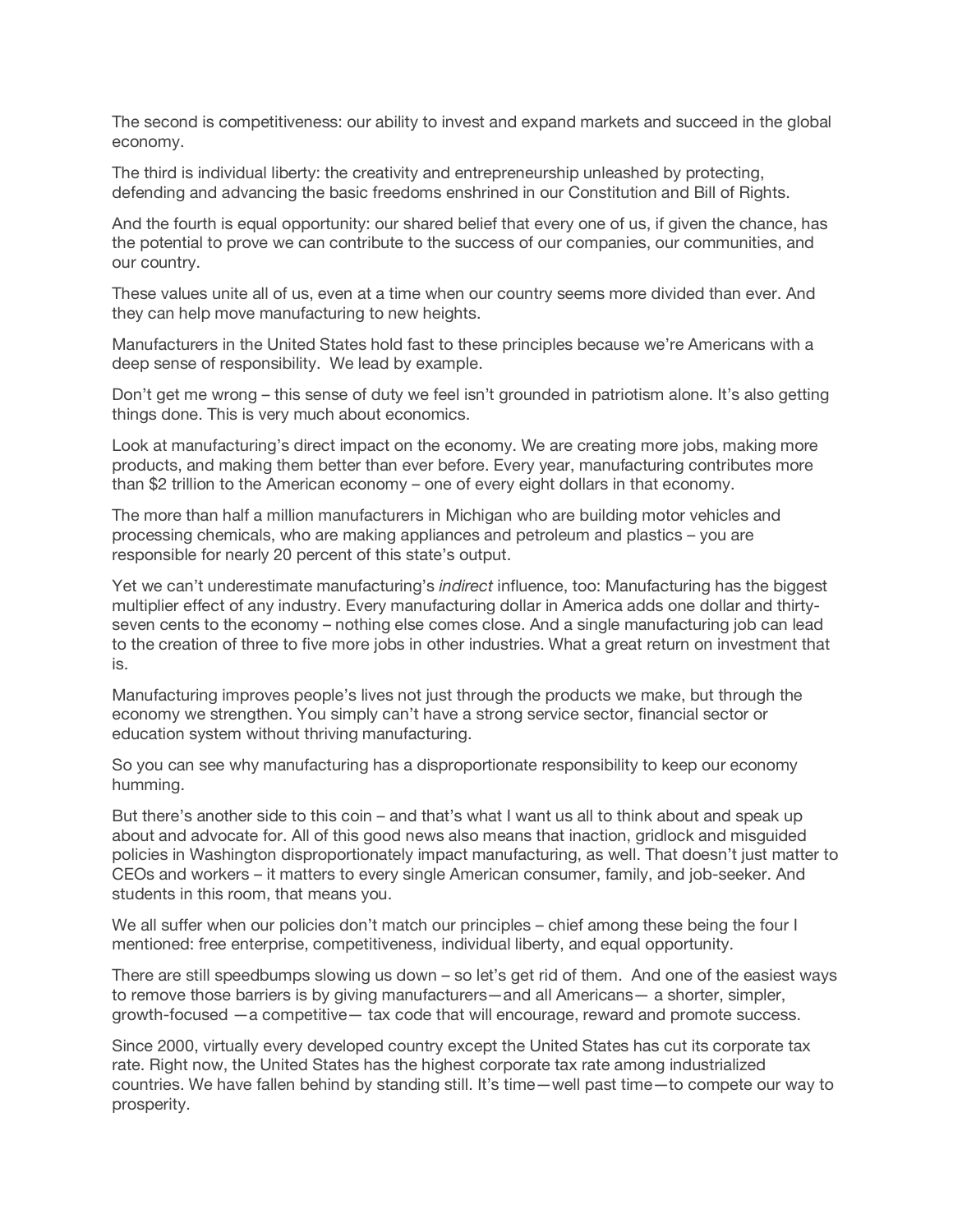The second is competitiveness: our ability to invest and expand markets and succeed in the global economy.

The third is individual liberty: the creativity and entrepreneurship unleashed by protecting, defending and advancing the basic freedoms enshrined in our Constitution and Bill of Rights.

And the fourth is equal opportunity: our shared belief that every one of us, if given the chance, has the potential to prove we can contribute to the success of our companies, our communities, and our country.

These values unite all of us, even at a time when our country seems more divided than ever. And they can help move manufacturing to new heights.

Manufacturers in the United States hold fast to these principles because we're Americans with a deep sense of responsibility. We lead by example.

Don't get me wrong – this sense of duty we feel isn't grounded in patriotism alone. It's also getting things done. This is very much about economics.

Look at manufacturing's direct impact on the economy. We are creating more jobs, making more products, and making them better than ever before. Every year, manufacturing contributes more than $2 trillion to the American economy – one of every eight dollars in that economy.

The more than half a million manufacturers in Michigan who are building motor vehicles and processing chemicals, who are making appliances and petroleum and plastics – you are responsible for nearly 20 percent of this state's output.

Yet we can't underestimate manufacturing's *indirect* influence, too: Manufacturing has the biggest multiplier effect of any industry. Every manufacturing dollar in America adds one dollar and thirty-seven cents to the economy – nothing else comes close. And a single manufacturing job can lead to the creation of three to five more jobs in other industries. What a great return on investment that is.

Manufacturing improves people's lives not just through the products we make, but through the economy we strengthen. You simply can't have a strong service sector, financial sector or education system without thriving manufacturing.

So you can see why manufacturing has a disproportionate responsibility to keep our economy humming.

But there's another side to this coin – and that's what I want us all to think about and speak up about and advocate for. All of this good news also means that inaction, gridlock and misguided policies in Washington disproportionately impact manufacturing, as well. That doesn't just matter to CEOs and workers – it matters to every single American consumer, family, and job-seeker. And students in this room, that means you.

We all suffer when our policies don't match our principles – chief among these being the four I mentioned: free enterprise, competitiveness, individual liberty, and equal opportunity.

There are still speedbumps slowing us down – so let's get rid of them. And one of the easiest ways to remove those barriers is by giving manufacturers—and all Americans— a shorter, simpler, growth-focused —a competitive— tax code that will encourage, reward and promote success.

Since 2000, virtually every developed country except the United States has cut its corporate tax rate. Right now, the United States has the highest corporate tax rate among industrialized countries. We have fallen behind by standing still. It's time—well past time—to compete our way to prosperity.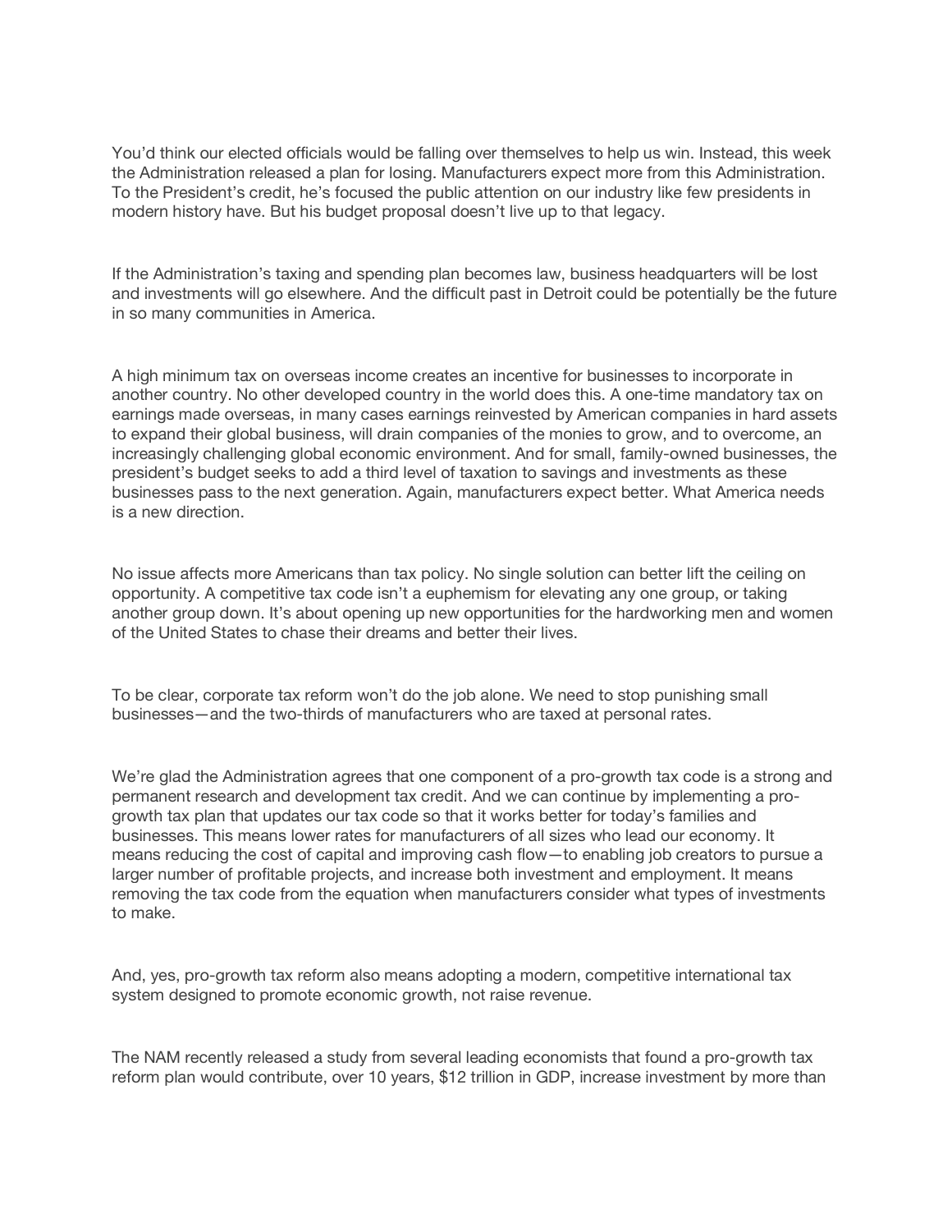You'd think our elected officials would be falling over themselves to help us win. Instead, this week the Administration released a plan for losing. Manufacturers expect more from this Administration. To the President's credit, he's focused the public attention on our industry like few presidents in modern history have. But his budget proposal doesn't live up to that legacy.

If the Administration's taxing and spending plan becomes law, business headquarters will be lost and investments will go elsewhere. And the difficult past in Detroit could be potentially be the future in so many communities in America.

A high minimum tax on overseas income creates an incentive for businesses to incorporate in another country. No other developed country in the world does this. A one-time mandatory tax on earnings made overseas, in many cases earnings reinvested by American companies in hard assets to expand their global business, will drain companies of the monies to grow, and to overcome, an increasingly challenging global economic environment. And for small, family-owned businesses, the president's budget seeks to add a third level of taxation to savings and investments as these businesses pass to the next generation. Again, manufacturers expect better. What America needs is a new direction.

No issue affects more Americans than tax policy. No single solution can better lift the ceiling on opportunity. A competitive tax code isn't a euphemism for elevating any one group, or taking another group down. It's about opening up new opportunities for the hardworking men and women of the United States to chase their dreams and better their lives.

To be clear, corporate tax reform won't do the job alone. We need to stop punishing small businesses—and the two-thirds of manufacturers who are taxed at personal rates.

We're glad the Administration agrees that one component of a pro-growth tax code is a strong and permanent research and development tax credit. And we can continue by implementing a pro-growth tax plan that updates our tax code so that it works better for today's families and businesses. This means lower rates for manufacturers of all sizes who lead our economy. It means reducing the cost of capital and improving cash flow—to enabling job creators to pursue a larger number of profitable projects, and increase both investment and employment. It means removing the tax code from the equation when manufacturers consider what types of investments to make.

And, yes, pro-growth tax reform also means adopting a modern, competitive international tax system designed to promote economic growth, not raise revenue.

The NAM recently released a study from several leading economists that found a pro-growth tax reform plan would contribute, over 10 years, $12 trillion in GDP, increase investment by more than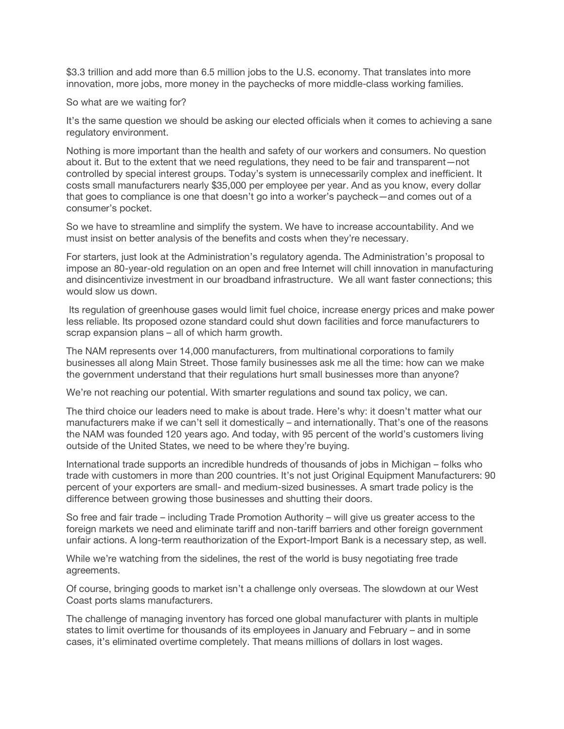$3.3 trillion and add more than 6.5 million jobs to the U.S. economy. That translates into more innovation, more jobs, more money in the paychecks of more middle-class working families.

So what are we waiting for?

It's the same question we should be asking our elected officials when it comes to achieving a sane regulatory environment.

Nothing is more important than the health and safety of our workers and consumers. No question about it. But to the extent that we need regulations, they need to be fair and transparent—not controlled by special interest groups. Today's system is unnecessarily complex and inefficient. It costs small manufacturers nearly $35,000 per employee per year. And as you know, every dollar that goes to compliance is one that doesn't go into a worker's paycheck—and comes out of a consumer's pocket.

So we have to streamline and simplify the system. We have to increase accountability. And we must insist on better analysis of the benefits and costs when they're necessary.

For starters, just look at the Administration's regulatory agenda. The Administration's proposal to impose an 80-year-old regulation on an open and free Internet will chill innovation in manufacturing and disincentivize investment in our broadband infrastructure. We all want faster connections; this would slow us down.

Its regulation of greenhouse gases would limit fuel choice, increase energy prices and make power less reliable. Its proposed ozone standard could shut down facilities and force manufacturers to scrap expansion plans – all of which harm growth.

The NAM represents over 14,000 manufacturers, from multinational corporations to family businesses all along Main Street. Those family businesses ask me all the time: how can we make the government understand that their regulations hurt small businesses more than anyone?

We're not reaching our potential. With smarter regulations and sound tax policy, we can.

The third choice our leaders need to make is about trade. Here's why: it doesn't matter what our manufacturers make if we can't sell it domestically – and internationally. That's one of the reasons the NAM was founded 120 years ago. And today, with 95 percent of the world's customers living outside of the United States, we need to be where they're buying.

International trade supports an incredible hundreds of thousands of jobs in Michigan – folks who trade with customers in more than 200 countries. It's not just Original Equipment Manufacturers: 90 percent of your exporters are small- and medium-sized businesses. A smart trade policy is the difference between growing those businesses and shutting their doors.

So free and fair trade – including Trade Promotion Authority – will give us greater access to the foreign markets we need and eliminate tariff and non-tariff barriers and other foreign government unfair actions. A long-term reauthorization of the Export-Import Bank is a necessary step, as well.

While we're watching from the sidelines, the rest of the world is busy negotiating free trade agreements.

Of course, bringing goods to market isn't a challenge only overseas. The slowdown at our West Coast ports slams manufacturers.

The challenge of managing inventory has forced one global manufacturer with plants in multiple states to limit overtime for thousands of its employees in January and February – and in some cases, it's eliminated overtime completely. That means millions of dollars in lost wages.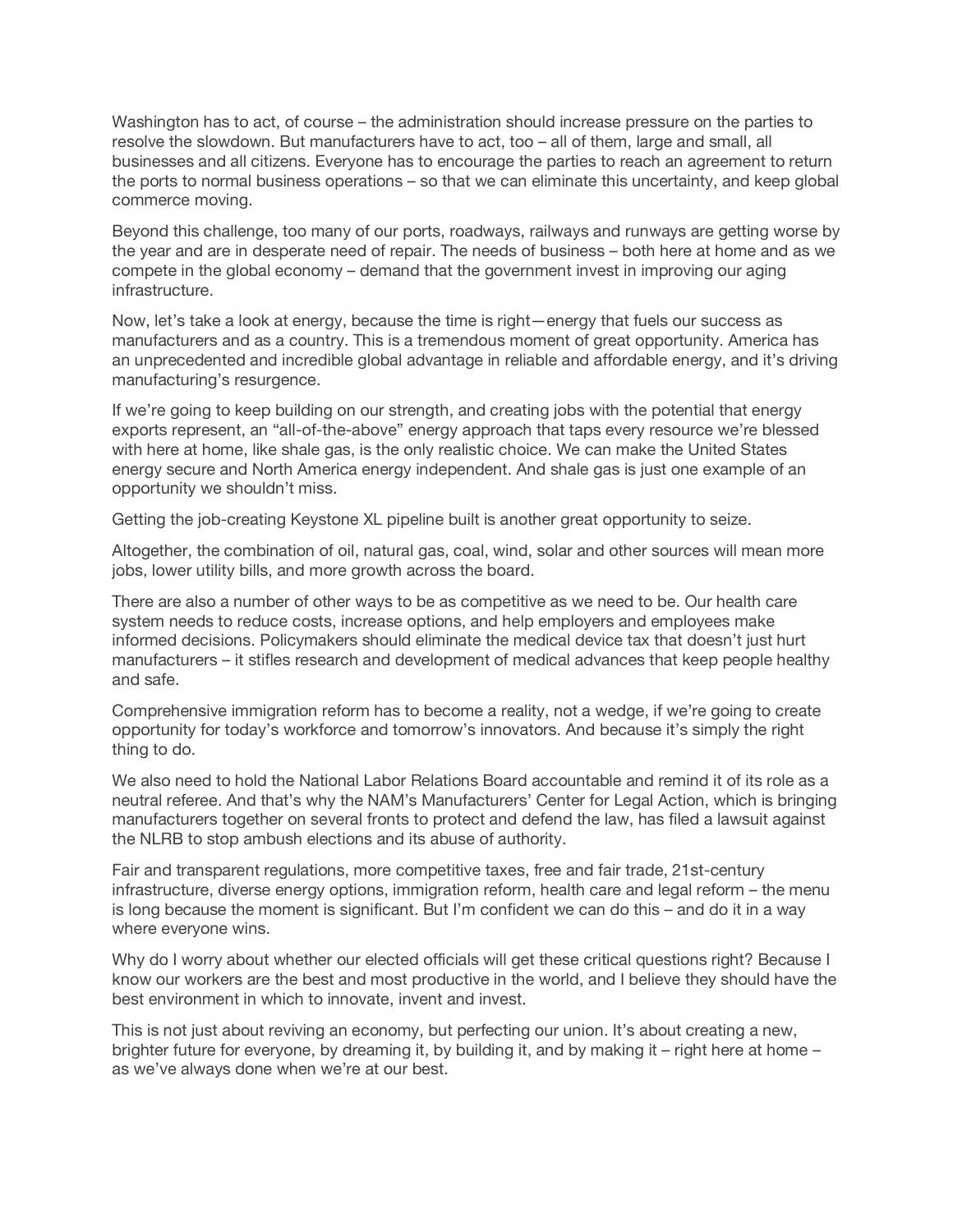Washington has to act, of course – the administration should increase pressure on the parties to resolve the slowdown. But manufacturers have to act, too – all of them, large and small, all businesses and all citizens. Everyone has to encourage the parties to reach an agreement to return the ports to normal business operations – so that we can eliminate this uncertainty, and keep global commerce moving.

Beyond this challenge, too many of our ports, roadways, railways and runways are getting worse by the year and are in desperate need of repair. The needs of business – both here at home and as we compete in the global economy – demand that the government invest in improving our aging infrastructure.

Now, let's take a look at energy, because the time is right—energy that fuels our success as manufacturers and as a country. This is a tremendous moment of great opportunity. America has an unprecedented and incredible global advantage in reliable and affordable energy, and it's driving manufacturing's resurgence.

If we're going to keep building on our strength, and creating jobs with the potential that energy exports represent, an "all-of-the-above" energy approach that taps every resource we're blessed with here at home, like shale gas, is the only realistic choice. We can make the United States energy secure and North America energy independent. And shale gas is just one example of an opportunity we shouldn't miss.

Getting the job-creating Keystone XL pipeline built is another great opportunity to seize.

Altogether, the combination of oil, natural gas, coal, wind, solar and other sources will mean more jobs, lower utility bills, and more growth across the board.

There are also a number of other ways to be as competitive as we need to be. Our health care system needs to reduce costs, increase options, and help employers and employees make informed decisions. Policymakers should eliminate the medical device tax that doesn't just hurt manufacturers – it stifles research and development of medical advances that keep people healthy and safe.

Comprehensive immigration reform has to become a reality, not a wedge, if we're going to create opportunity for today's workforce and tomorrow's innovators. And because it's simply the right thing to do.

We also need to hold the National Labor Relations Board accountable and remind it of its role as a neutral referee. And that's why the NAM's Manufacturers' Center for Legal Action, which is bringing manufacturers together on several fronts to protect and defend the law, has filed a lawsuit against the NLRB to stop ambush elections and its abuse of authority.

Fair and transparent regulations, more competitive taxes, free and fair trade, 21st-century infrastructure, diverse energy options, immigration reform, health care and legal reform – the menu is long because the moment is significant. But I'm confident we can do this – and do it in a way where everyone wins.

Why do I worry about whether our elected officials will get these critical questions right? Because I know our workers are the best and most productive in the world, and I believe they should have the best environment in which to innovate, invent and invest.

This is not just about reviving an economy, but perfecting our union. It's about creating a new, brighter future for everyone, by dreaming it, by building it, and by making it – right here at home – as we've always done when we're at our best.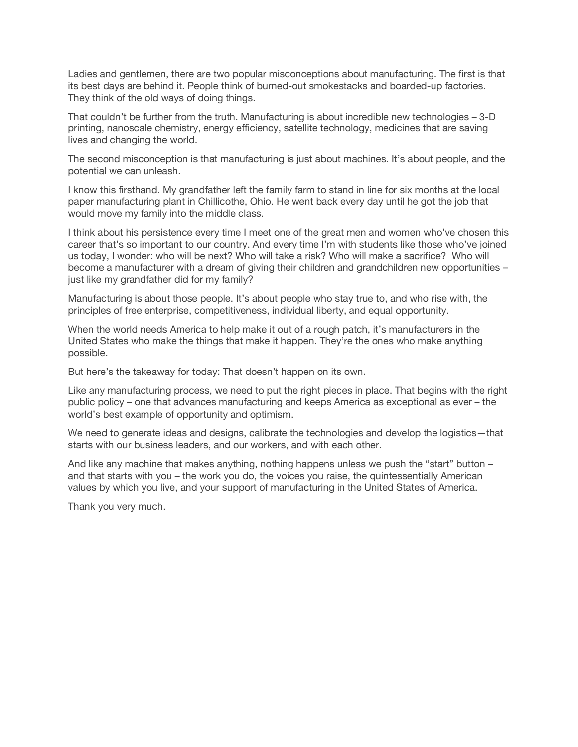Ladies and gentlemen, there are two popular misconceptions about manufacturing. The first is that its best days are behind it. People think of burned-out smokestacks and boarded-up factories. They think of the old ways of doing things.

That couldn't be further from the truth. Manufacturing is about incredible new technologies – 3-D printing, nanoscale chemistry, energy efficiency, satellite technology, medicines that are saving lives and changing the world.

The second misconception is that manufacturing is just about machines. It's about people, and the potential we can unleash.

I know this firsthand. My grandfather left the family farm to stand in line for six months at the local paper manufacturing plant in Chillicothe, Ohio. He went back every day until he got the job that would move my family into the middle class.

I think about his persistence every time I meet one of the great men and women who've chosen this career that's so important to our country. And every time I'm with students like those who've joined us today, I wonder: who will be next? Who will take a risk? Who will make a sacrifice? Who will become a manufacturer with a dream of giving their children and grandchildren new opportunities – just like my grandfather did for my family?

Manufacturing is about those people. It's about people who stay true to, and who rise with, the principles of free enterprise, competitiveness, individual liberty, and equal opportunity.

When the world needs America to help make it out of a rough patch, it's manufacturers in the United States who make the things that make it happen. They're the ones who make anything possible.

But here's the takeaway for today: That doesn't happen on its own.

Like any manufacturing process, we need to put the right pieces in place. That begins with the right public policy – one that advances manufacturing and keeps America as exceptional as ever – the world's best example of opportunity and optimism.

We need to generate ideas and designs, calibrate the technologies and develop the logistics—that starts with our business leaders, and our workers, and with each other.

And like any machine that makes anything, nothing happens unless we push the "start" button – and that starts with you – the work you do, the voices you raise, the quintessentially American values by which you live, and your support of manufacturing in the United States of America.

Thank you very much.